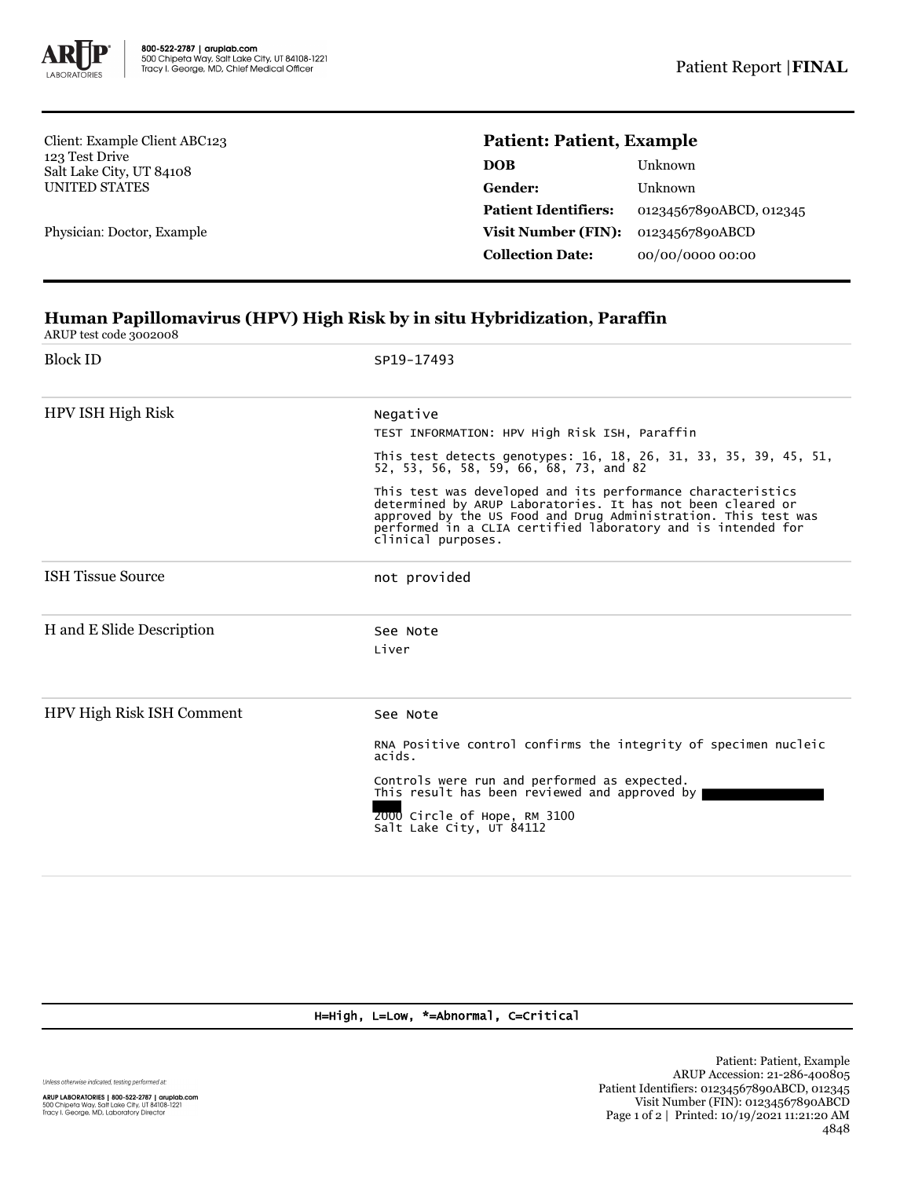800-522-2787 | aruplab.com
500 Chipeta Way, Salt Lake City, UT 84108-1221
Tracy I. George, MD, Chief Medical Officer

Patient Report | **FINAL**

Client: Example Client ABC123
123 Test Drive
Salt Lake City, UT 84108
UNITED STATES

Physician: Doctor, Example

**Patient: Patient, Example**

| | |
|---|---|
| **DOB** | Unknown |
| **Gender:** | Unknown |
| **Patient Identifiers:** | 01234567890ABCD, 012345 |
| **Visit Number (FIN):** | 01234567890ABCD |
| **Collection Date:** | 00/00/0000 00:00 |

## Human Papillomavirus (HPV) High Risk by in situ Hybridization, Paraffin

ARUP test code 3002008

| | |
|---|---|
| Block ID | SP19-17493 |
| HPV ISH High Risk | Negative<br>TEST INFORMATION: HPV High Risk ISH, Paraffin<br>This test detects genotypes: 16, 18, 26, 31, 33, 35, 39, 45, 51, 52, 53, 56, 58, 59, 66, 68, 73, and 82<br>This test was developed and its performance characteristics determined by ARUP Laboratories. It has not been cleared or approved by the US Food and Drug Administration. This test was performed in a CLIA certified laboratory and is intended for clinical purposes. |
| ISH Tissue Source | not provided |
| H and E Slide Description | See Note<br>Liver |
| HPV High Risk ISH Comment | See Note<br>RNA Positive control confirms the integrity of specimen nucleic acids.<br>Controls were run and performed as expected.<br>This result has been reviewed and approved by [redacted]<br>2000 Circle of Hope, RM 3100<br>Salt Lake City, UT 84112 |

H=High, L=Low, *=Abnormal, C=Critical

*Unless otherwise indicated, testing performed at:*

**ARUP LABORATORIES | 800-522-2787 | aruplab.com**
500 Chipeta Way, Salt Lake City, UT 84108-1221
Tracy I. George, MD, Laboratory Director

Patient: Patient, Example
ARUP Accession: 21-286-400805
Patient Identifiers: 01234567890ABCD, 012345
Visit Number (FIN): 01234567890ABCD
Printed: 10/19/2021 11:21:20 AM
4848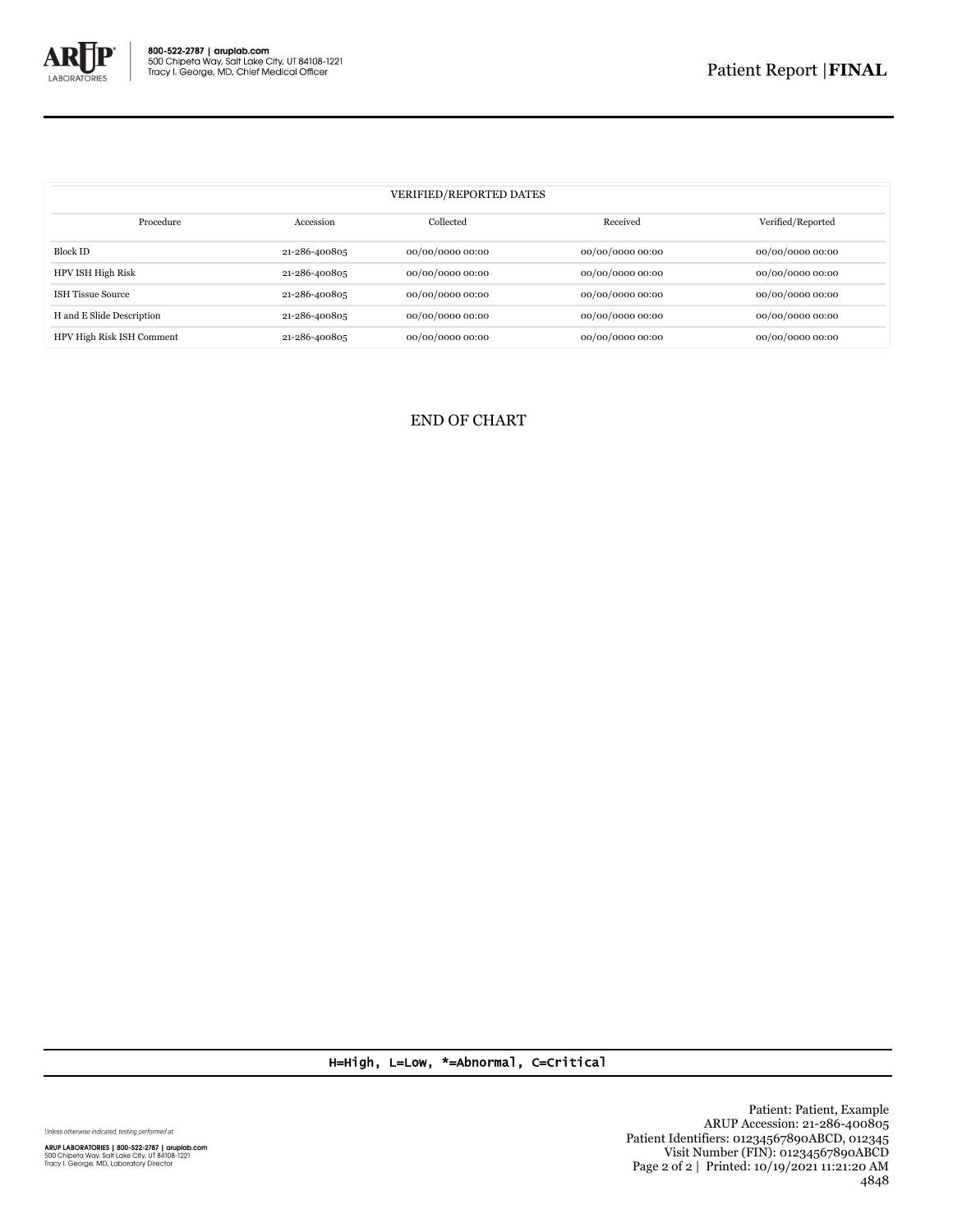| VERIFIED/REPORTED DATES | | | | |
|---|---|---|---|---|
| Procedure | Accession | Collected | Received | Verified/Reported |
| Block ID | 21-286-400805 | 00/00/0000 00:00 | 00/00/0000 00:00 | 00/00/0000 00:00 |
| HPV ISH High Risk | 21-286-400805 | 00/00/0000 00:00 | 00/00/0000 00:00 | 00/00/0000 00:00 |
| ISH Tissue Source | 21-286-400805 | 00/00/0000 00:00 | 00/00/0000 00:00 | 00/00/0000 00:00 |
| H and E Slide Description | 21-286-400805 | 00/00/0000 00:00 | 00/00/0000 00:00 | 00/00/0000 00:00 |
| HPV High Risk ISH Comment | 21-286-400805 | 00/00/0000 00:00 | 00/00/0000 00:00 | 00/00/0000 00:00 |

END OF CHART

H=High, L=Low, *=Abnormal, C=Critical